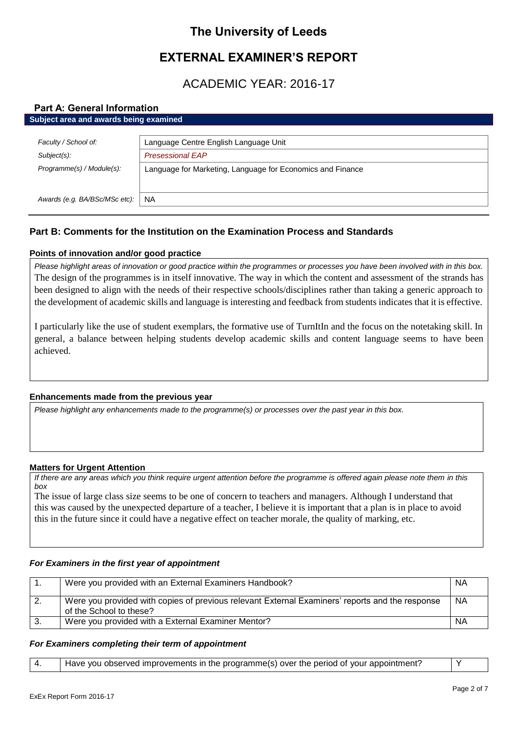# The University of Leeds

# EXTERNAL EXAMINER'S REPORT

## ACADEMIC YEAR: 2016-17

### Part A: General Information

**Subject area and awards being examined**

| | |
|---|---|
| *Faculty / School of:* | Language Centre English Language Unit |
| *Subject(s):* | *Presessional EAP* |
| *Programme(s) / Module(s):* | Language for Marketing, Language for Economics and Finance |
| *Awards (e.g. BA/BSc/MSc etc):* | NA |

### Part B: Comments for the Institution on the Examination Process and Standards

**Points of innovation and/or good practice**

*Please highlight areas of innovation or good practice within the programmes or processes you have been involved with in this box.*

The design of the programmes is in itself innovative. The way in which the content and assessment of the strands has been designed to align with the needs of their respective schools/disciplines rather than taking a generic approach to the development of academic skills and language is interesting and feedback from students indicates that it is effective.

I particularly like the use of student exemplars, the formative use of TurnItIn and the focus on the notetaking skill. In general, a balance between helping students develop academic skills and content language seems to have been achieved.

**Enhancements made from the previous year**

*Please highlight any enhancements made to the programme(s) or processes over the past year in this box.*

**Matters for Urgent Attention**

*If there are any areas which you think require urgent attention before the programme is offered again please note them in this box*

The issue of large class size seems to be one of concern to teachers and managers. Although I understand that this was caused by the unexpected departure of a teacher, I believe it is important that a plan is in place to avoid this in the future since it could have a negative effect on teacher morale, the quality of marking, etc.

***For Examiners in the first year of appointment***

| | | |
|---|---|---|
| 1. | Were you provided with an External Examiners Handbook? | NA |
| 2. | Were you provided with copies of previous relevant External Examiners' reports and the response of the School to these? | NA |
| 3. | Were you provided with a External Examiner Mentor? | NA |

***For Examiners completing their term of appointment***

| | | |
|---|---|---|
| 4. | Have you observed improvements in the programme(s) over the period of your appointment? | Y |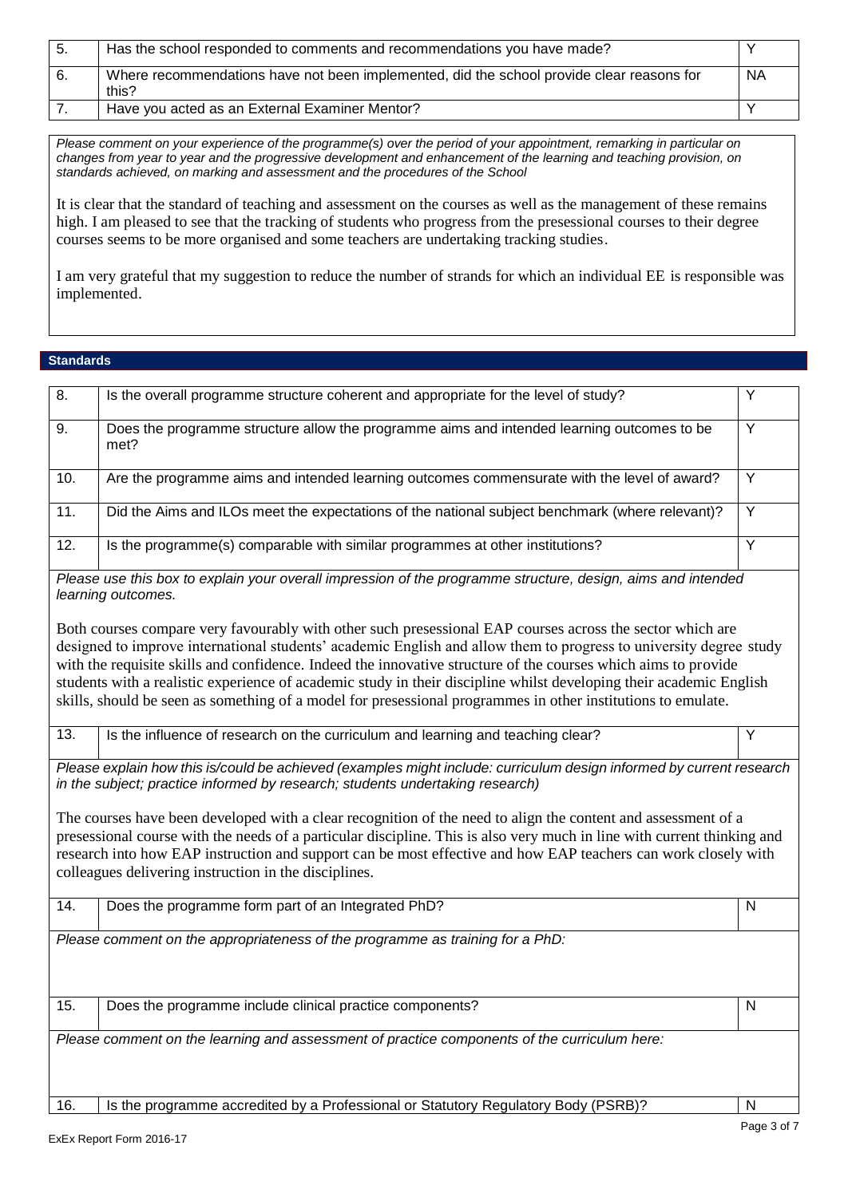| | | |
|---|---|---|
| 5. | Has the school responded to comments and recommendations you have made? | Y |
| 6. | Where recommendations have not been implemented, did the school provide clear reasons for this? | NA |
| 7. | Have you acted as an External Examiner Mentor? | Y |

*Please comment on your experience of the programme(s) over the period of your appointment, remarking in particular on changes from year to year and the progressive development and enhancement of the learning and teaching provision, on standards achieved, on marking and assessment and the procedures of the School*

It is clear that the standard of teaching and assessment on the courses as well as the management of these remains high. I am pleased to see that the tracking of students who progress from the presessional courses to their degree courses seems to be more organised and some teachers are undertaking tracking studies.

I am very grateful that my suggestion to reduce the number of strands for which an individual EE is responsible was implemented.

## Standards

| | | |
|---|---|---|
| 8. | Is the overall programme structure coherent and appropriate for the level of study? | Y |
| 9. | Does the programme structure allow the programme aims and intended learning outcomes to be met? | Y |
| 10. | Are the programme aims and intended learning outcomes commensurate with the level of award? | Y |
| 11. | Did the Aims and ILOs meet the expectations of the national subject benchmark (where relevant)? | Y |
| 12. | Is the programme(s) comparable with similar programmes at other institutions? | Y |

*Please use this box to explain your overall impression of the programme structure, design, aims and intended learning outcomes.*

Both courses compare very favourably with other such presessional EAP courses across the sector which are designed to improve international students' academic English and allow them to progress to university degree study with the requisite skills and confidence. Indeed the innovative structure of the courses which aims to provide students with a realistic experience of academic study in their discipline whilst developing their academic English skills, should be seen as something of a model for presessional programmes in other institutions to emulate.

| | | |
|---|---|---|
| 13. | Is the influence of research on the curriculum and learning and teaching clear? | Y |

*Please explain how this is/could be achieved (examples might include: curriculum design informed by current research in the subject; practice informed by research; students undertaking research)*

The courses have been developed with a clear recognition of the need to align the content and assessment of a presessional course with the needs of a particular discipline. This is also very much in line with current thinking and research into how EAP instruction and support can be most effective and how EAP teachers can work closely with colleagues delivering instruction in the disciplines.

| | | |
|---|---|---|
| 14. | Does the programme form part of an Integrated PhD? | N |

*Please comment on the appropriateness of the programme as training for a PhD:*

| | | |
|---|---|---|
| 15. | Does the programme include clinical practice components? | N |

*Please comment on the learning and assessment of practice components of the curriculum here:*

| | | |
|---|---|---|
| 16. | Is the programme accredited by a Professional or Statutory Regulatory Body (PSRB)? | N |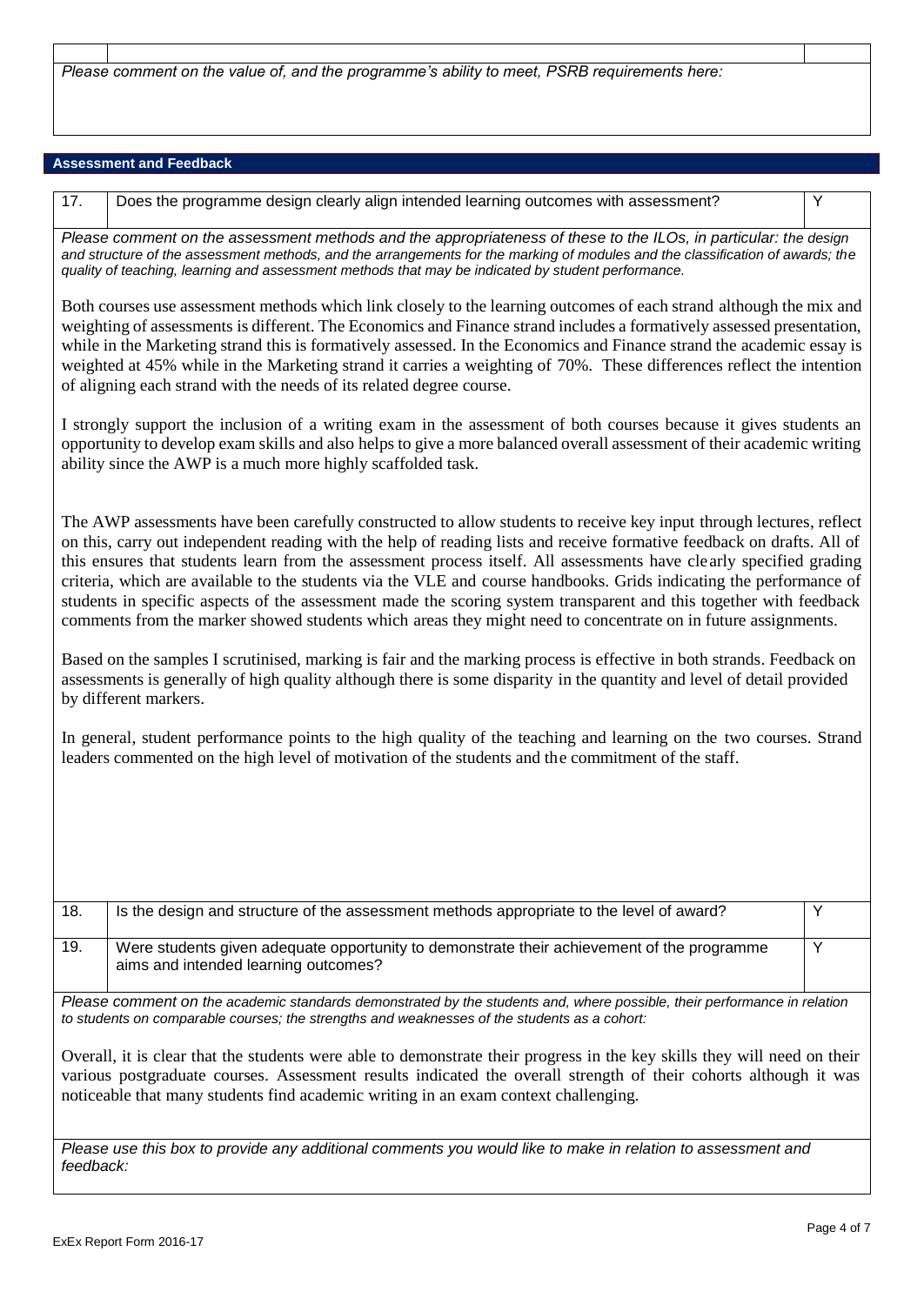*Please comment on the value of, and the programme's ability to meet, PSRB requirements here:*

## Assessment and Feedback

| | | |
|---|---|---|
| 17. | Does the programme design clearly align intended learning outcomes with assessment? | Y |

*Please comment on the assessment methods and the appropriateness of these to the ILOs, in particular: the design and structure of the assessment methods, and the arrangements for the marking of modules and the classification of awards; the quality of teaching, learning and assessment methods that may be indicated by student performance.*

Both courses use assessment methods which link closely to the learning outcomes of each strand although the mix and weighting of assessments is different. The Economics and Finance strand includes a formatively assessed presentation, while in the Marketing strand this is formatively assessed. In the Economics and Finance strand the academic essay is weighted at 45% while in the Marketing strand it carries a weighting of 70%. These differences reflect the intention of aligning each strand with the needs of its related degree course.

I strongly support the inclusion of a writing exam in the assessment of both courses because it gives students an opportunity to develop exam skills and also helps to give a more balanced overall assessment of their academic writing ability since the AWP is a much more highly scaffolded task.

The AWP assessments have been carefully constructed to allow students to receive key input through lectures, reflect on this, carry out independent reading with the help of reading lists and receive formative feedback on drafts. All of this ensures that students learn from the assessment process itself. All assessments have clearly specified grading criteria, which are available to the students via the VLE and course handbooks. Grids indicating the performance of students in specific aspects of the assessment made the scoring system transparent and this together with feedback comments from the marker showed students which areas they might need to concentrate on in future assignments.

Based on the samples I scrutinised, marking is fair and the marking process is effective in both strands. Feedback on assessments is generally of high quality although there is some disparity in the quantity and level of detail provided by different markers.

In general, student performance points to the high quality of the teaching and learning on the two courses. Strand leaders commented on the high level of motivation of the students and the commitment of the staff.

| | | |
|---|---|---|
| 18. | Is the design and structure of the assessment methods appropriate to the level of award? | Y |
| 19. | Were students given adequate opportunity to demonstrate their achievement of the programme aims and intended learning outcomes? | Y |

*Please comment on the academic standards demonstrated by the students and, where possible, their performance in relation to students on comparable courses; the strengths and weaknesses of the students as a cohort:*

Overall, it is clear that the students were able to demonstrate their progress in the key skills they will need on their various postgraduate courses. Assessment results indicated the overall strength of their cohorts although it was noticeable that many students find academic writing in an exam context challenging.

*Please use this box to provide any additional comments you would like to make in relation to assessment and feedback:*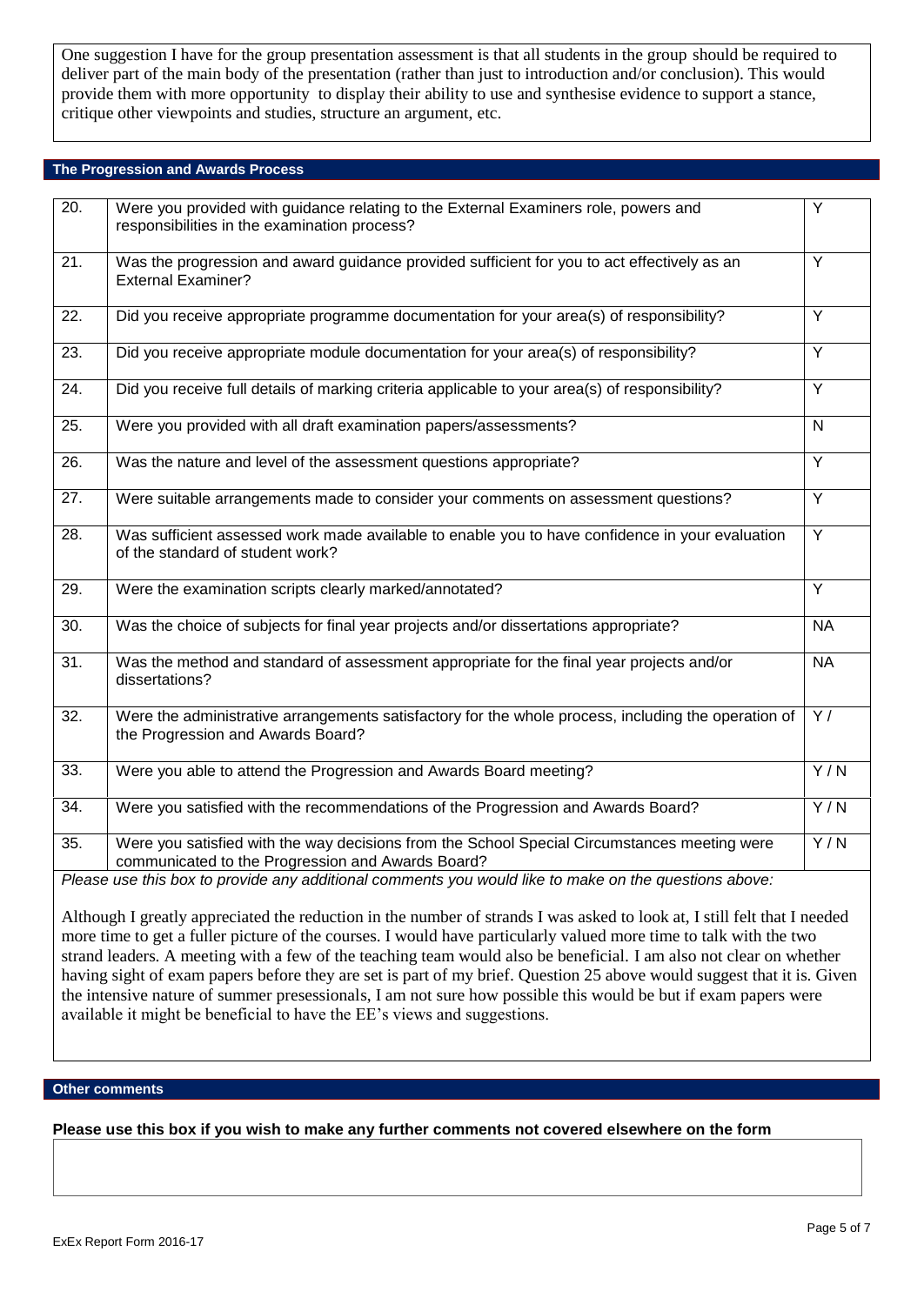One suggestion I have for the group presentation assessment is that all students in the group should be required to deliver part of the main body of the presentation (rather than just to introduction and/or conclusion). This would provide them with more opportunity to display their ability to use and synthesise evidence to support a stance, critique other viewpoints and studies, structure an argument, etc.

## The Progression and Awards Process

| | | |
|---|---|---|
| 20. | Were you provided with guidance relating to the External Examiners role, powers and responsibilities in the examination process? | Y |
| 21. | Was the progression and award guidance provided sufficient for you to act effectively as an External Examiner? | Y |
| 22. | Did you receive appropriate programme documentation for your area(s) of responsibility? | Y |
| 23. | Did you receive appropriate module documentation for your area(s) of responsibility? | Y |
| 24. | Did you receive full details of marking criteria applicable to your area(s) of responsibility? | Y |
| 25. | Were you provided with all draft examination papers/assessments? | N |
| 26. | Was the nature and level of the assessment questions appropriate? | Y |
| 27. | Were suitable arrangements made to consider your comments on assessment questions? | Y |
| 28. | Was sufficient assessed work made available to enable you to have confidence in your evaluation of the standard of student work? | Y |
| 29. | Were the examination scripts clearly marked/annotated? | Y |
| 30. | Was the choice of subjects for final year projects and/or dissertations appropriate? | NA |
| 31. | Was the method and standard of assessment appropriate for the final year projects and/or dissertations? | NA |
| 32. | Were the administrative arrangements satisfactory for the whole process, including the operation of the Progression and Awards Board? | Y / |
| 33. | Were you able to attend the Progression and Awards Board meeting? | Y / N |
| 34. | Were you satisfied with the recommendations of the Progression and Awards Board? | Y / N |
| 35. | Were you satisfied with the way decisions from the School Special Circumstances meeting were communicated to the Progression and Awards Board? | Y / N |

*Please use this box to provide any additional comments you would like to make on the questions above:*

Although I greatly appreciated the reduction in the number of strands I was asked to look at, I still felt that I needed more time to get a fuller picture of the courses. I would have particularly valued more time to talk with the two strand leaders. A meeting with a few of the teaching team would also be beneficial. I am also not clear on whether having sight of exam papers before they are set is part of my brief. Question 25 above would suggest that it is. Given the intensive nature of summer presessionals, I am not sure how possible this would be but if exam papers were available it might be beneficial to have the EE's views and suggestions.

## Other comments

**Please use this box if you wish to make any further comments not covered elsewhere on the form**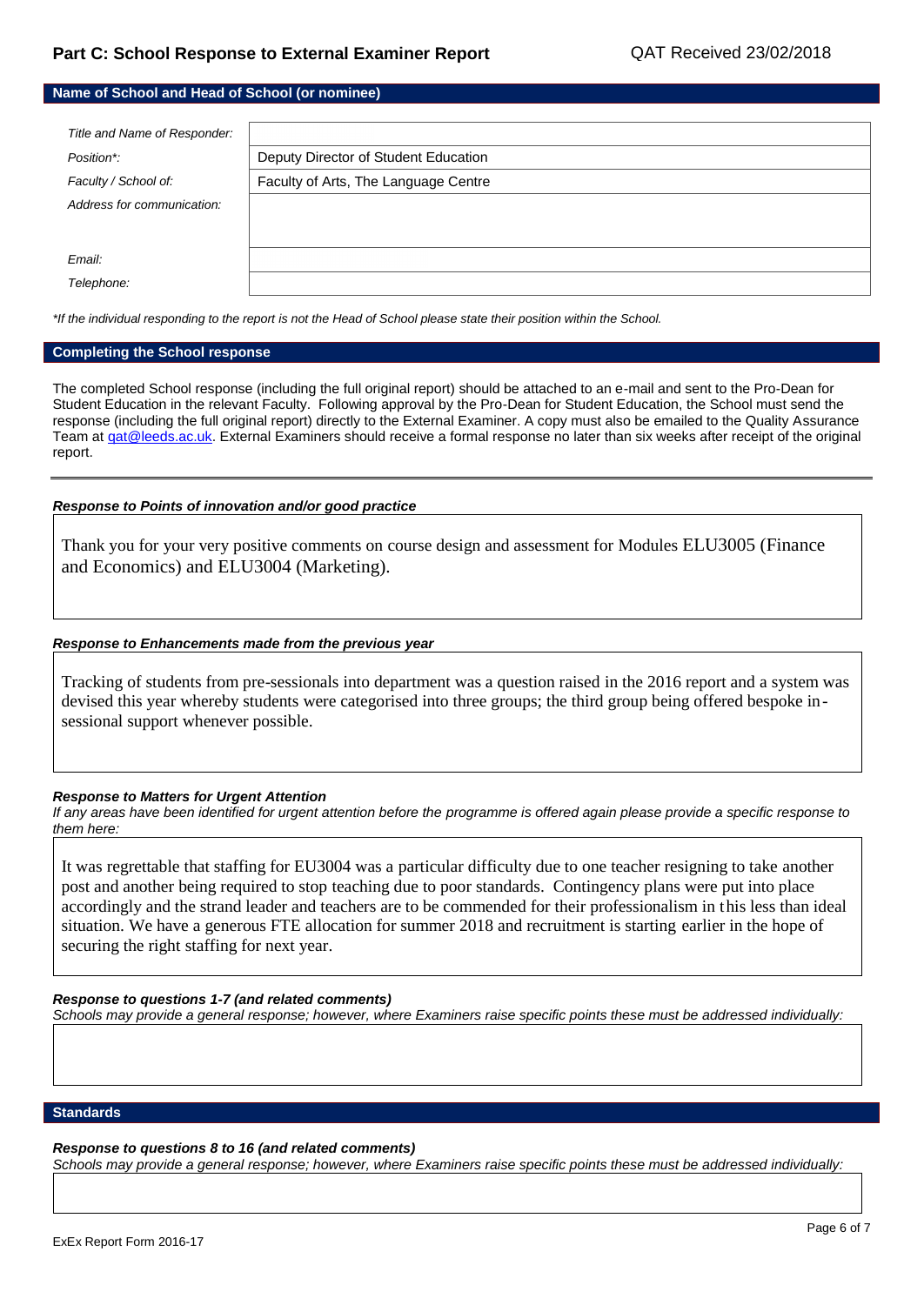## Part C: School Response to External Examiner Report

QAT Received 23/02/2018

### Name of School and Head of School (or nominee)

| | |
|---|---|
| *Title and Name of Responder:* | |
| *Position\*:* | Deputy Director of Student Education |
| *Faculty / School of:* | Faculty of Arts, The Language Centre |
| *Address for communication:* | |
| *Email:* | |
| *Telephone:* | |

*\*If the individual responding to the report is not the Head of School please state their position within the School.*

### Completing the School response

The completed School response (including the full original report) should be attached to an e-mail and sent to the Pro-Dean for Student Education in the relevant Faculty. Following approval by the Pro-Dean for Student Education, the School must send the response (including the full original report) directly to the External Examiner. A copy must also be emailed to the Quality Assurance Team at qat@leeds.ac.uk. External Examiners should receive a formal response no later than six weeks after receipt of the original report.

---

***Response to Points of innovation and/or good practice***

Thank you for your very positive comments on course design and assessment for Modules ELU3005 (Finance and Economics) and ELU3004 (Marketing).

***Response to Enhancements made from the previous year***

Tracking of students from pre-sessionals into department was a question raised in the 2016 report and a system was devised this year whereby students were categorised into three groups; the third group being offered bespoke in-sessional support whenever possible.

***Response to Matters for Urgent Attention***

*If any areas have been identified for urgent attention before the programme is offered again please provide a specific response to them here:*

It was regrettable that staffing for EU3004 was a particular difficulty due to one teacher resigning to take another post and another being required to stop teaching due to poor standards. Contingency plans were put into place accordingly and the strand leader and teachers are to be commended for their professionalism in this less than ideal situation. We have a generous FTE allocation for summer 2018 and recruitment is starting earlier in the hope of securing the right staffing for next year.

***Response to questions 1-7 (and related comments)***

*Schools may provide a general response; however, where Examiners raise specific points these must be addressed individually:*

### Standards

***Response to questions 8 to 16 (and related comments)***

*Schools may provide a general response; however, where Examiners raise specific points these must be addressed individually:*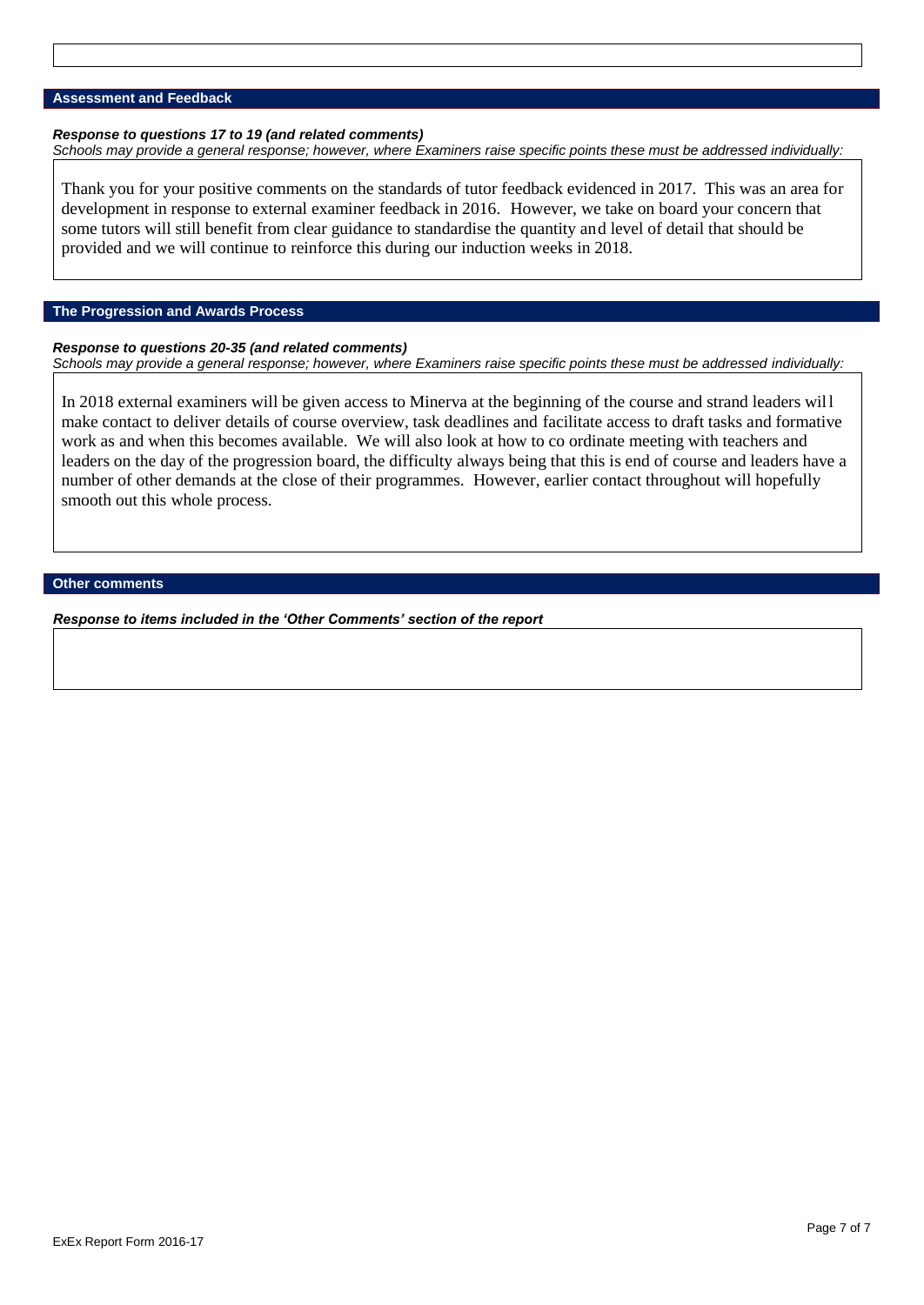## Assessment and Feedback

***Response to questions 17 to 19 (and related comments)***

*Schools may provide a general response; however, where Examiners raise specific points these must be addressed individually:*

Thank you for your positive comments on the standards of tutor feedback evidenced in 2017. This was an area for development in response to external examiner feedback in 2016. However, we take on board your concern that some tutors will still benefit from clear guidance to standardise the quantity and level of detail that should be provided and we will continue to reinforce this during our induction weeks in 2018.

## The Progression and Awards Process

***Response to questions 20-35 (and related comments)***

*Schools may provide a general response; however, where Examiners raise specific points these must be addressed individually:*

In 2018 external examiners will be given access to Minerva at the beginning of the course and strand leaders will make contact to deliver details of course overview, task deadlines and facilitate access to draft tasks and formative work as and when this becomes available. We will also look at how to co ordinate meeting with teachers and leaders on the day of the progression board, the difficulty always being that this is end of course and leaders have a number of other demands at the close of their programmes. However, earlier contact throughout will hopefully smooth out this whole process.

## Other comments

***Response to items included in the 'Other Comments' section of the report***

ExEx Report Form 2016-17